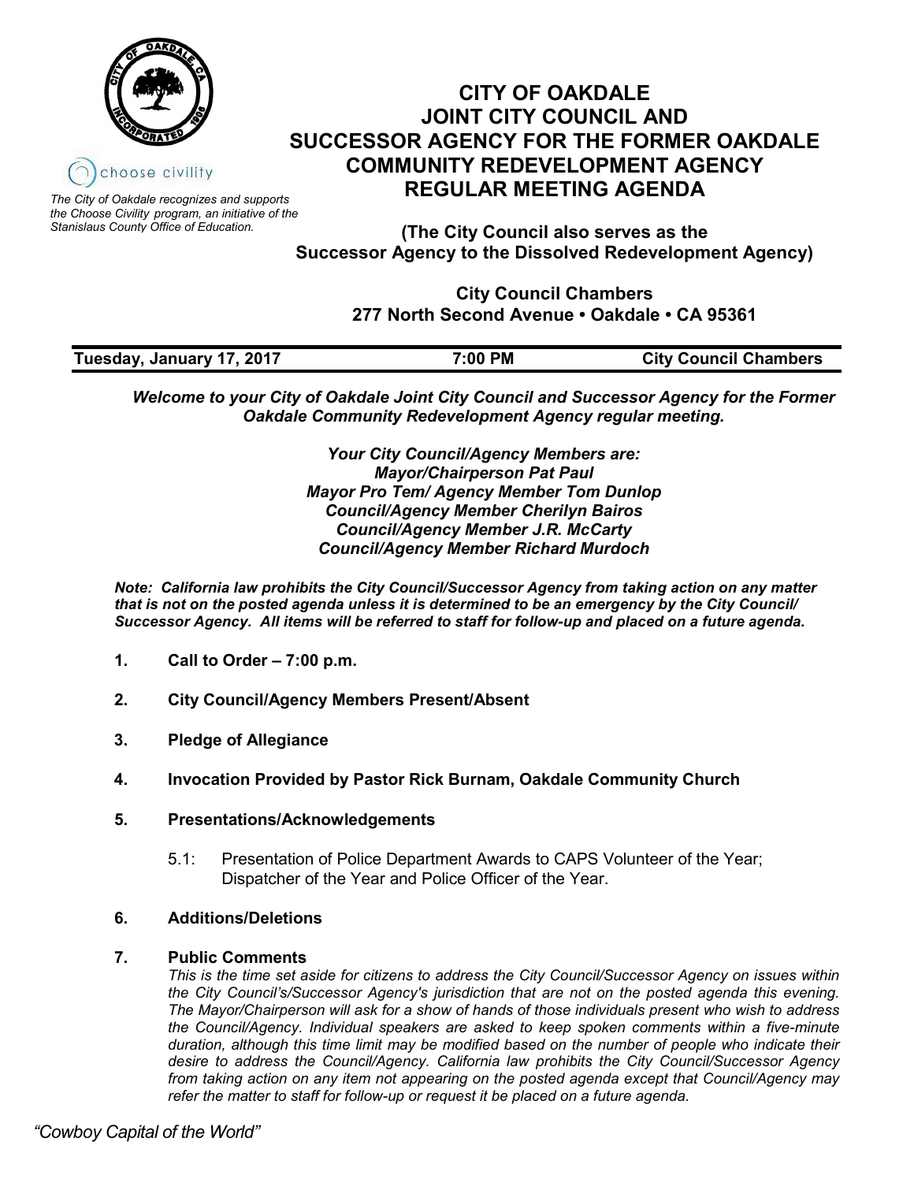choose civility

*The City of Oakdale recognizes and supports the Choose Civility program, an initiative of the Stanislaus County Office of Education.*

# CITY OF OAKDALE JOINT CITY COUNCIL AND SUCCESSOR AGENCY FOR THE FORMER OAKDALE COMMUNITY REDEVELOPMENT AGENCY REGULAR MEETING AGENDA

**(The City Council also serves as the Successor Agency to the Dissolved Redevelopment Agency)**

**City Council Chambers**
**277 North Second Avenue • Oakdale • CA 95361**

| Tuesday, January 17, 2017 | 7:00 PM | City Council Chambers |
|---|---|---|

***Welcome to your City of Oakdale Joint City Council and Successor Agency for the Former Oakdale Community Redevelopment Agency regular meeting.***

***Your City Council/Agency Members are:***
***Mayor/Chairperson Pat Paul***
***Mayor Pro Tem/ Agency Member Tom Dunlop***
***Council/Agency Member Cherilyn Bairos***
***Council/Agency Member J.R. McCarty***
***Council/Agency Member Richard Murdoch***

***Note: California law prohibits the City Council/Successor Agency from taking action on any matter that is not on the posted agenda unless it is determined to be an emergency by the City Council/ Successor Agency. All items will be referred to staff for follow-up and placed on a future agenda.***

1. **Call to Order – 7:00 p.m.**
2. **City Council/Agency Members Present/Absent**
3. **Pledge of Allegiance**
4. **Invocation Provided by Pastor Rick Burnam, Oakdale Community Church**
5. **Presentations/Acknowledgements**

   5.1: Presentation of Police Department Awards to CAPS Volunteer of the Year; Dispatcher of the Year and Police Officer of the Year.

6. **Additions/Deletions**
7. **Public Comments**

   *This is the time set aside for citizens to address the City Council/Successor Agency on issues within the City Council's/Successor Agency's jurisdiction that are not on the posted agenda this evening. The Mayor/Chairperson will ask for a show of hands of those individuals present who wish to address the Council/Agency. Individual speakers are asked to keep spoken comments within a five-minute duration, although this time limit may be modified based on the number of people who indicate their desire to address the Council/Agency. California law prohibits the City Council/Successor Agency from taking action on any item not appearing on the posted agenda except that Council/Agency may refer the matter to staff for follow-up or request it be placed on a future agenda.*

*"Cowboy Capital of the World"*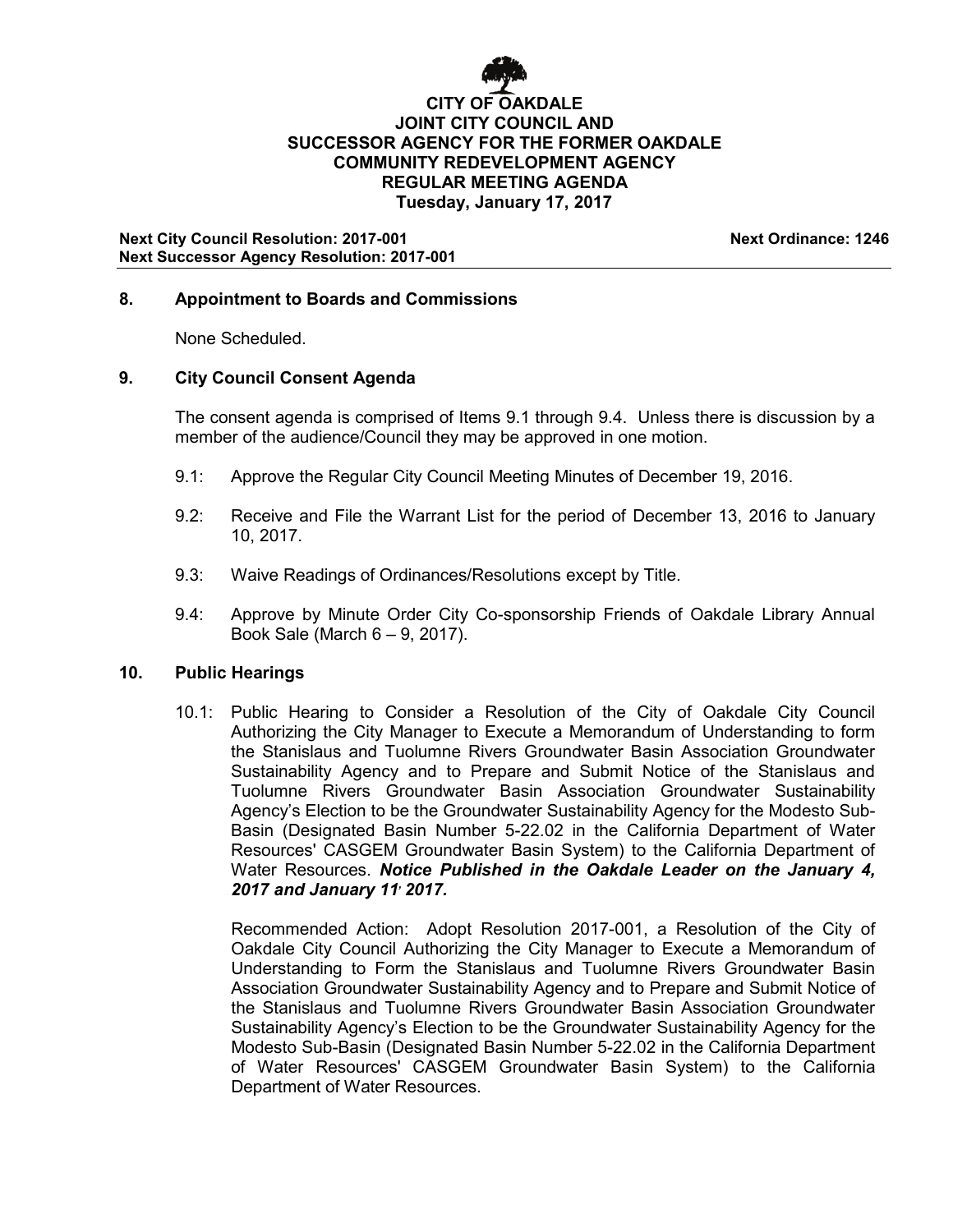**CITY OF OAKDALE**
**JOINT CITY COUNCIL AND**
**SUCCESSOR AGENCY FOR THE FORMER OAKDALE**
**COMMUNITY REDEVELOPMENT AGENCY**
**REGULAR MEETING AGENDA**
**Tuesday, January 17, 2017**

**Next City Council Resolution: 2017-001** **Next Ordinance: 1246**
**Next Successor Agency Resolution: 2017-001**

## 8. Appointment to Boards and Commissions

None Scheduled.

## 9. City Council Consent Agenda

The consent agenda is comprised of Items 9.1 through 9.4. Unless there is discussion by a member of the audience/Council they may be approved in one motion.

9.1: Approve the Regular City Council Meeting Minutes of December 19, 2016.

9.2: Receive and File the Warrant List for the period of December 13, 2016 to January 10, 2017.

9.3: Waive Readings of Ordinances/Resolutions except by Title.

9.4: Approve by Minute Order City Co-sponsorship Friends of Oakdale Library Annual Book Sale (March 6 – 9, 2017).

## 10. Public Hearings

10.1: Public Hearing to Consider a Resolution of the City of Oakdale City Council Authorizing the City Manager to Execute a Memorandum of Understanding to form the Stanislaus and Tuolumne Rivers Groundwater Basin Association Groundwater Sustainability Agency and to Prepare and Submit Notice of the Stanislaus and Tuolumne Rivers Groundwater Basin Association Groundwater Sustainability Agency's Election to be the Groundwater Sustainability Agency for the Modesto Sub-Basin (Designated Basin Number 5-22.02 in the California Department of Water Resources' CASGEM Groundwater Basin System) to the California Department of Water Resources. ***Notice Published in the Oakdale Leader on the January 4, 2017 and January 11, 2017.***

Recommended Action: Adopt Resolution 2017-001, a Resolution of the City of Oakdale City Council Authorizing the City Manager to Execute a Memorandum of Understanding to Form the Stanislaus and Tuolumne Rivers Groundwater Basin Association Groundwater Sustainability Agency and to Prepare and Submit Notice of the Stanislaus and Tuolumne Rivers Groundwater Basin Association Groundwater Sustainability Agency's Election to be the Groundwater Sustainability Agency for the Modesto Sub-Basin (Designated Basin Number 5-22.02 in the California Department of Water Resources' CASGEM Groundwater Basin System) to the California Department of Water Resources.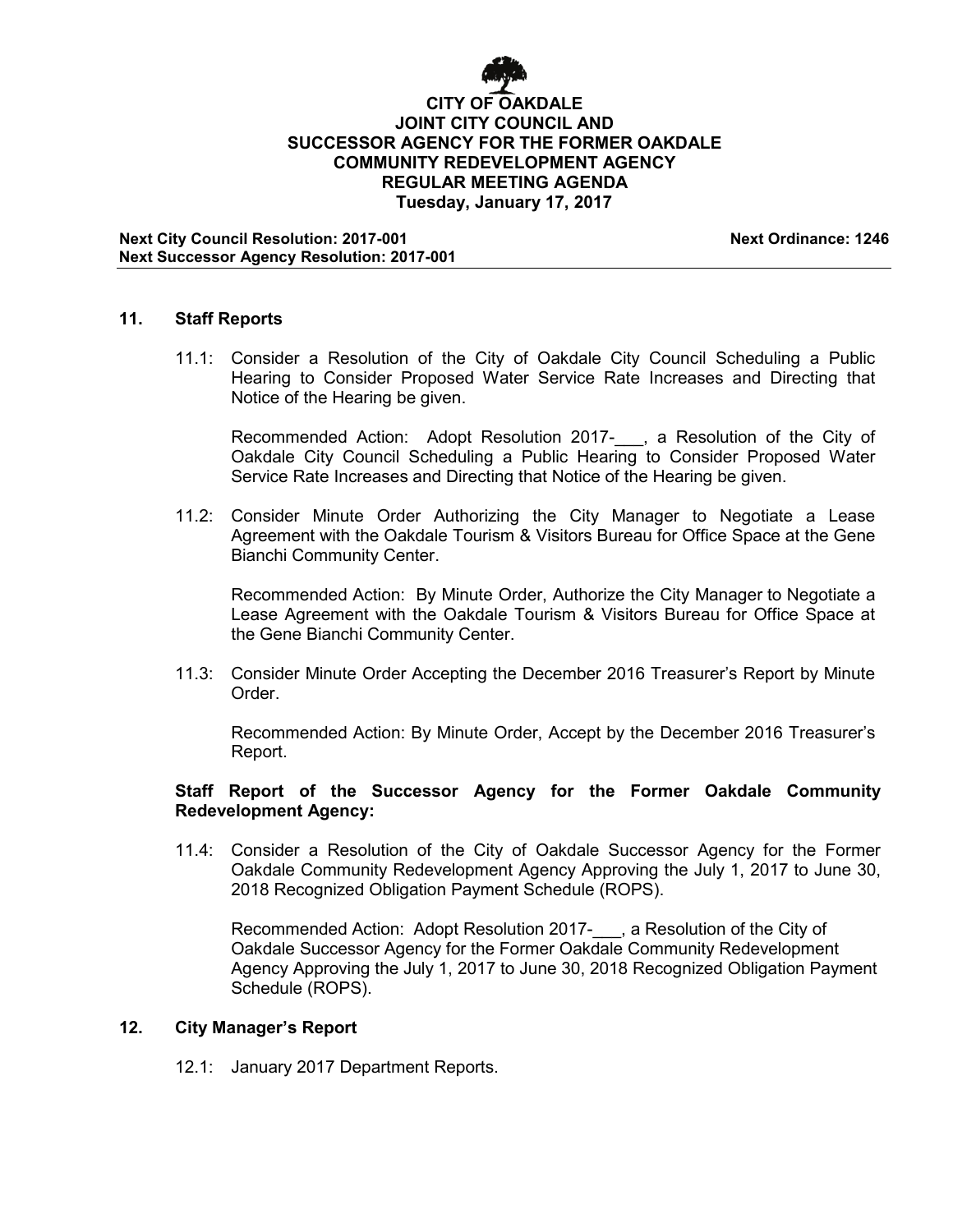**CITY OF OAKDALE**
**JOINT CITY COUNCIL AND**
**SUCCESSOR AGENCY FOR THE FORMER OAKDALE**
**COMMUNITY REDEVELOPMENT AGENCY**
**REGULAR MEETING AGENDA**
**Tuesday, January 17, 2017**

**Next City Council Resolution: 2017-001** **Next Ordinance: 1246**
**Next Successor Agency Resolution: 2017-001**

## 11. Staff Reports

11.1: Consider a Resolution of the City of Oakdale City Council Scheduling a Public Hearing to Consider Proposed Water Service Rate Increases and Directing that Notice of the Hearing be given.

Recommended Action: Adopt Resolution 2017-___, a Resolution of the City of Oakdale City Council Scheduling a Public Hearing to Consider Proposed Water Service Rate Increases and Directing that Notice of the Hearing be given.

11.2: Consider Minute Order Authorizing the City Manager to Negotiate a Lease Agreement with the Oakdale Tourism & Visitors Bureau for Office Space at the Gene Bianchi Community Center.

Recommended Action: By Minute Order, Authorize the City Manager to Negotiate a Lease Agreement with the Oakdale Tourism & Visitors Bureau for Office Space at the Gene Bianchi Community Center.

11.3: Consider Minute Order Accepting the December 2016 Treasurer's Report by Minute Order.

Recommended Action: By Minute Order, Accept by the December 2016 Treasurer's Report.

**Staff Report of the Successor Agency for the Former Oakdale Community Redevelopment Agency:**

11.4: Consider a Resolution of the City of Oakdale Successor Agency for the Former Oakdale Community Redevelopment Agency Approving the July 1, 2017 to June 30, 2018 Recognized Obligation Payment Schedule (ROPS).

Recommended Action: Adopt Resolution 2017-___, a Resolution of the City of Oakdale Successor Agency for the Former Oakdale Community Redevelopment Agency Approving the July 1, 2017 to June 30, 2018 Recognized Obligation Payment Schedule (ROPS).

## 12. City Manager's Report

12.1: January 2017 Department Reports.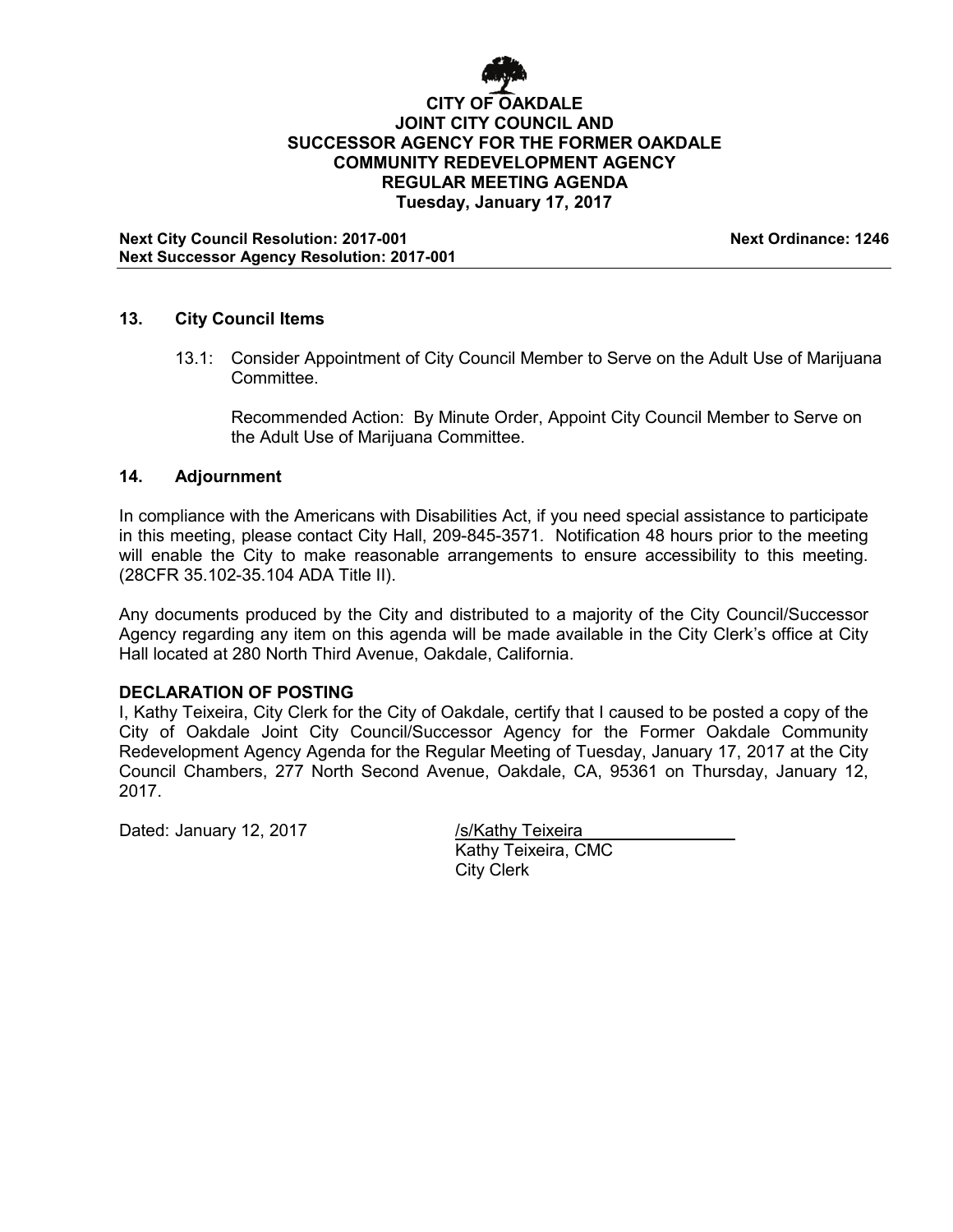**CITY OF OAKDALE**
**JOINT CITY COUNCIL AND**
**SUCCESSOR AGENCY FOR THE FORMER OAKDALE**
**COMMUNITY REDEVELOPMENT AGENCY**
**REGULAR MEETING AGENDA**
**Tuesday, January 17, 2017**

**Next City Council Resolution: 2017-001** **Next Ordinance: 1246**
**Next Successor Agency Resolution: 2017-001**

## 13. City Council Items

13.1: Consider Appointment of City Council Member to Serve on the Adult Use of Marijuana Committee.

Recommended Action: By Minute Order, Appoint City Council Member to Serve on the Adult Use of Marijuana Committee.

## 14. Adjournment

In compliance with the Americans with Disabilities Act, if you need special assistance to participate in this meeting, please contact City Hall, 209-845-3571. Notification 48 hours prior to the meeting will enable the City to make reasonable arrangements to ensure accessibility to this meeting. (28CFR 35.102-35.104 ADA Title II).

Any documents produced by the City and distributed to a majority of the City Council/Successor Agency regarding any item on this agenda will be made available in the City Clerk's office at City Hall located at 280 North Third Avenue, Oakdale, California.

**DECLARATION OF POSTING**

I, Kathy Teixeira, City Clerk for the City of Oakdale, certify that I caused to be posted a copy of the City of Oakdale Joint City Council/Successor Agency for the Former Oakdale Community Redevelopment Agency Agenda for the Regular Meeting of Tuesday, January 17, 2017 at the City Council Chambers, 277 North Second Avenue, Oakdale, CA, 95361 on Thursday, January 12, 2017.

Dated: January 12, 2017

/s/Kathy Teixeira
Kathy Teixeira, CMC
City Clerk